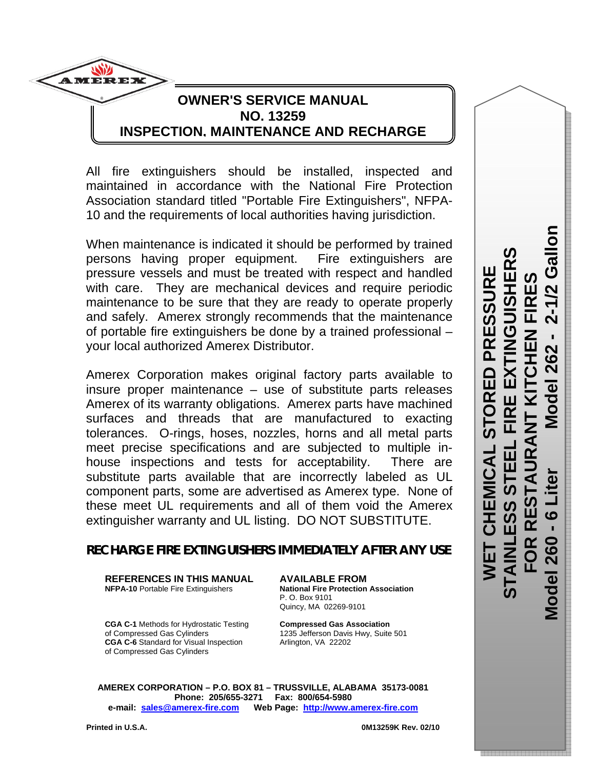AMEREX

# OWNER'S SERVICE MANUAL
# NO. 13259
# INSPECTION. MAINTENANCE AND RECHARGE

**WET CHEMICAL STORED PRESSURE**
**STAINLESS STEEL FIRE EXTINGUISHERS**
**FOR RESTAURANT KITCHEN FIRES**
**Model 260 - 6 Liter     Model 262 - 2-1/2 Gallon**

All fire extinguishers should be installed, inspected and maintained in accordance with the National Fire Protection Association standard titled "Portable Fire Extinguishers", NFPA-10 and the requirements of local authorities having jurisdiction.

When maintenance is indicated it should be performed by trained persons having proper equipment. Fire extinguishers are pressure vessels and must be treated with respect and handled with care. They are mechanical devices and require periodic maintenance to be sure that they are ready to operate properly and safely. Amerex strongly recommends that the maintenance of portable fire extinguishers be done by a trained professional – your local authorized Amerex Distributor.

Amerex Corporation makes original factory parts available to insure proper maintenance – use of substitute parts releases Amerex of its warranty obligations. Amerex parts have machined surfaces and threads that are manufactured to exacting tolerances. O-rings, hoses, nozzles, horns and all metal parts meet precise specifications and are subjected to multiple in-house inspections and tests for acceptability. There are substitute parts available that are incorrectly labeled as UL component parts, some are advertised as Amerex type. None of these meet UL requirements and all of them void the Amerex extinguisher warranty and UL listing. DO NOT SUBSTITUTE.

***RECHARGE FIRE EXTINGUISHERS IMMEDIATELY AFTER ANY USE***

| REFERENCES IN THIS MANUAL | AVAILABLE FROM |
|---|---|
| **NFPA-10** Portable Fire Extinguishers | **National Fire Protection Association**<br>P. O. Box 9101<br>Quincy, MA 02269-9101 |
| **CGA C-1** Methods for Hydrostatic Testing of Compressed Gas Cylinders<br>**CGA C-6** Standard for Visual Inspection of Compressed Gas Cylinders | **Compressed Gas Association**<br>1235 Jefferson Davis Hwy, Suite 501<br>Arlington, VA 22202 |

**AMEREX CORPORATION – P.O. BOX 81 – TRUSSVILLE, ALABAMA 35173-0081**
**Phone: 205/655-3271  Fax: 800/654-5980**
**e-mail: sales@amerex-fire.com  Web Page: http://www.amerex-fire.com**

**Printed in U.S.A.**  **0M13259K Rev. 02/10**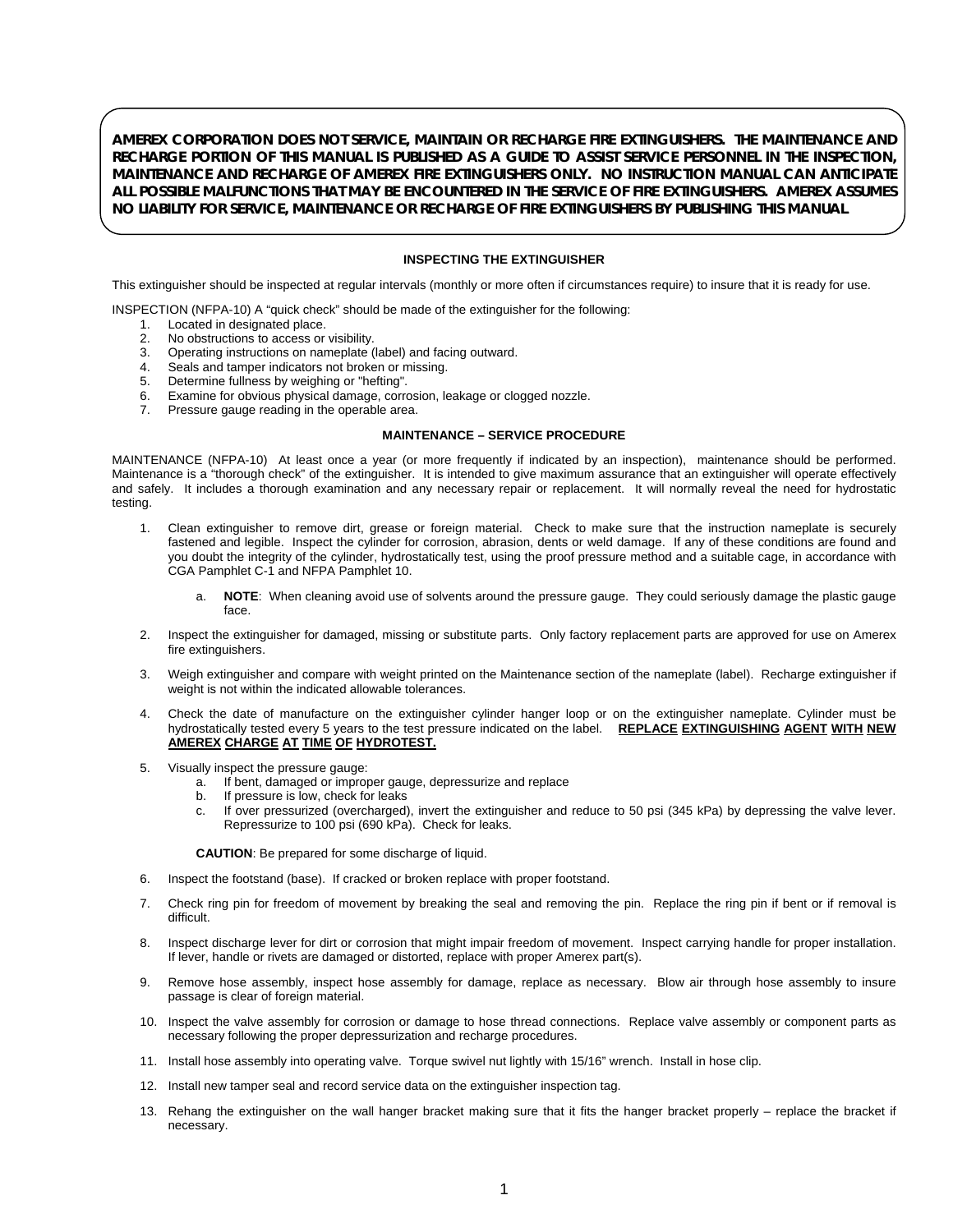**AMEREX CORPORATION DOES NOT SERVICE, MAINTAIN OR RECHARGE FIRE EXTINGUISHERS. THE MAINTENANCE AND RECHARGE PORTION OF THIS MANUAL IS PUBLISHED AS A GUIDE TO ASSIST SERVICE PERSONNEL IN THE INSPECTION, MAINTENANCE AND RECHARGE OF AMEREX FIRE EXTINGUISHERS ONLY. NO INSTRUCTION MANUAL CAN ANTICIPATE ALL POSSIBLE MALFUNCTIONS THAT MAY BE ENCOUNTERED IN THE SERVICE OF FIRE EXTINGUISHERS. AMEREX ASSUMES NO LIABILITY FOR SERVICE, MAINTENANCE OR RECHARGE OF FIRE EXTINGUISHERS BY PUBLISHING THIS MANUAL.**

## INSPECTING THE EXTINGUISHER

This extinguisher should be inspected at regular intervals (monthly or more often if circumstances require) to insure that it is ready for use.

INSPECTION (NFPA-10) A "quick check" should be made of the extinguisher for the following:

1. Located in designated place.
2. No obstructions to access or visibility.
3. Operating instructions on nameplate (label) and facing outward.
4. Seals and tamper indicators not broken or missing.
5. Determine fullness by weighing or "hefting".
6. Examine for obvious physical damage, corrosion, leakage or clogged nozzle.
7. Pressure gauge reading in the operable area.

## MAINTENANCE – SERVICE PROCEDURE

MAINTENANCE (NFPA-10) At least once a year (or more frequently if indicated by an inspection), maintenance should be performed. Maintenance is a "thorough check" of the extinguisher. It is intended to give maximum assurance that an extinguisher will operate effectively and safely. It includes a thorough examination and any necessary repair or replacement. It will normally reveal the need for hydrostatic testing.

1. Clean extinguisher to remove dirt, grease or foreign material. Check to make sure that the instruction nameplate is securely fastened and legible. Inspect the cylinder for corrosion, abrasion, dents or weld damage. If any of these conditions are found and you doubt the integrity of the cylinder, hydrostatically test, using the proof pressure method and a suitable cage, in accordance with CGA Pamphlet C-1 and NFPA Pamphlet 10.

   a. **NOTE**: When cleaning avoid use of solvents around the pressure gauge. They could seriously damage the plastic gauge face.

2. Inspect the extinguisher for damaged, missing or substitute parts. Only factory replacement parts are approved for use on Amerex fire extinguishers.

3. Weigh extinguisher and compare with weight printed on the Maintenance section of the nameplate (label). Recharge extinguisher if weight is not within the indicated allowable tolerances.

4. Check the date of manufacture on the extinguisher cylinder hanger loop or on the extinguisher nameplate. Cylinder must be hydrostatically tested every 5 years to the test pressure indicated on the label. **REPLACE EXTINGUISHING AGENT WITH NEW AMEREX CHARGE AT TIME OF HYDROTEST.**

5. Visually inspect the pressure gauge:
   a. If bent, damaged or improper gauge, depressurize and replace
   b. If pressure is low, check for leaks
   c. If over pressurized (overcharged), invert the extinguisher and reduce to 50 psi (345 kPa) by depressing the valve lever. Repressurize to 100 psi (690 kPa). Check for leaks.

   **CAUTION**: Be prepared for some discharge of liquid.

6. Inspect the footstand (base). If cracked or broken replace with proper footstand.

7. Check ring pin for freedom of movement by breaking the seal and removing the pin. Replace the ring pin if bent or if removal is difficult.

8. Inspect discharge lever for dirt or corrosion that might impair freedom of movement. Inspect carrying handle for proper installation. If lever, handle or rivets are damaged or distorted, replace with proper Amerex part(s).

9. Remove hose assembly, inspect hose assembly for damage, replace as necessary. Blow air through hose assembly to insure passage is clear of foreign material.

10. Inspect the valve assembly for corrosion or damage to hose thread connections. Replace valve assembly or component parts as necessary following the proper depressurization and recharge procedures.

11. Install hose assembly into operating valve. Torque swivel nut lightly with 15/16" wrench. Install in hose clip.

12. Install new tamper seal and record service data on the extinguisher inspection tag.

13. Rehang the extinguisher on the wall hanger bracket making sure that it fits the hanger bracket properly – replace the bracket if necessary.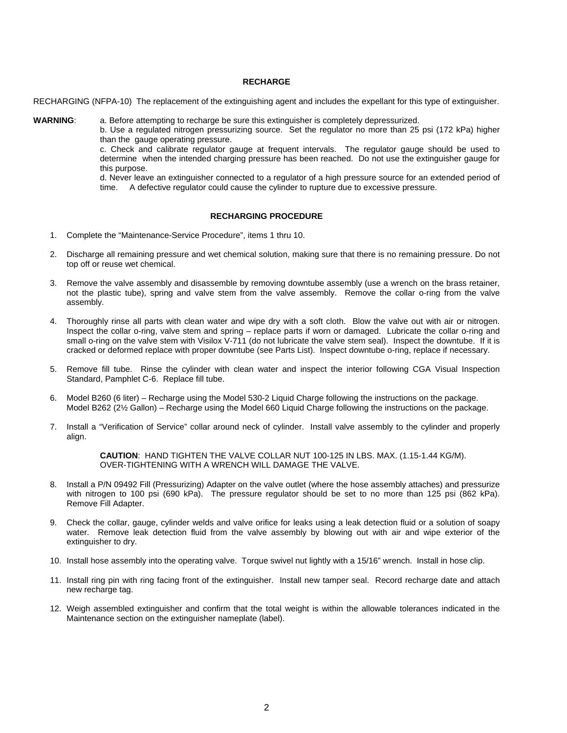## RECHARGE

RECHARGING (NFPA-10) The replacement of the extinguishing agent and includes the expellant for this type of extinguisher.

**WARNING**:

a. Before attempting to recharge be sure this extinguisher is completely depressurized.
b. Use a regulated nitrogen pressurizing source. Set the regulator no more than 25 psi (172 kPa) higher than the gauge operating pressure.
c. Check and calibrate regulator gauge at frequent intervals. The regulator gauge should be used to determine when the intended charging pressure has been reached. Do not use the extinguisher gauge for this purpose.
d. Never leave an extinguisher connected to a regulator of a high pressure source for an extended period of time. A defective regulator could cause the cylinder to rupture due to excessive pressure.

## RECHARGING PROCEDURE

1. Complete the "Maintenance-Service Procedure", items 1 thru 10.

2. Discharge all remaining pressure and wet chemical solution, making sure that there is no remaining pressure. Do not top off or reuse wet chemical.

3. Remove the valve assembly and disassemble by removing downtube assembly (use a wrench on the brass retainer, not the plastic tube), spring and valve stem from the valve assembly. Remove the collar o-ring from the valve assembly.

4. Thoroughly rinse all parts with clean water and wipe dry with a soft cloth. Blow the valve out with air or nitrogen. Inspect the collar o-ring, valve stem and spring – replace parts if worn or damaged. Lubricate the collar o-ring and small o-ring on the valve stem with Visilox V-711 (do not lubricate the valve stem seal). Inspect the downtube. If it is cracked or deformed replace with proper downtube (see Parts List). Inspect downtube o-ring, replace if necessary.

5. Remove fill tube. Rinse the cylinder with clean water and inspect the interior following CGA Visual Inspection Standard, Pamphlet C-6. Replace fill tube.

6. Model B260 (6 liter) – Recharge using the Model 530-2 Liquid Charge following the instructions on the package.
   Model B262 (2½ Gallon) – Recharge using the Model 660 Liquid Charge following the instructions on the package.

7. Install a "Verification of Service" collar around neck of cylinder. Install valve assembly to the cylinder and properly align.

   **CAUTION**: HAND TIGHTEN THE VALVE COLLAR NUT 100-125 IN LBS. MAX. (1.15-1.44 KG/M). OVER-TIGHTENING WITH A WRENCH WILL DAMAGE THE VALVE.

8. Install a P/N 09492 Fill (Pressurizing) Adapter on the valve outlet (where the hose assembly attaches) and pressurize with nitrogen to 100 psi (690 kPa). The pressure regulator should be set to no more than 125 psi (862 kPa). Remove Fill Adapter.

9. Check the collar, gauge, cylinder welds and valve orifice for leaks using a leak detection fluid or a solution of soapy water. Remove leak detection fluid from the valve assembly by blowing out with air and wipe exterior of the extinguisher to dry.

10. Install hose assembly into the operating valve. Torque swivel nut lightly with a 15/16" wrench. Install in hose clip.

11. Install ring pin with ring facing front of the extinguisher. Install new tamper seal. Record recharge date and attach new recharge tag.

12. Weigh assembled extinguisher and confirm that the total weight is within the allowable tolerances indicated in the Maintenance section on the extinguisher nameplate (label).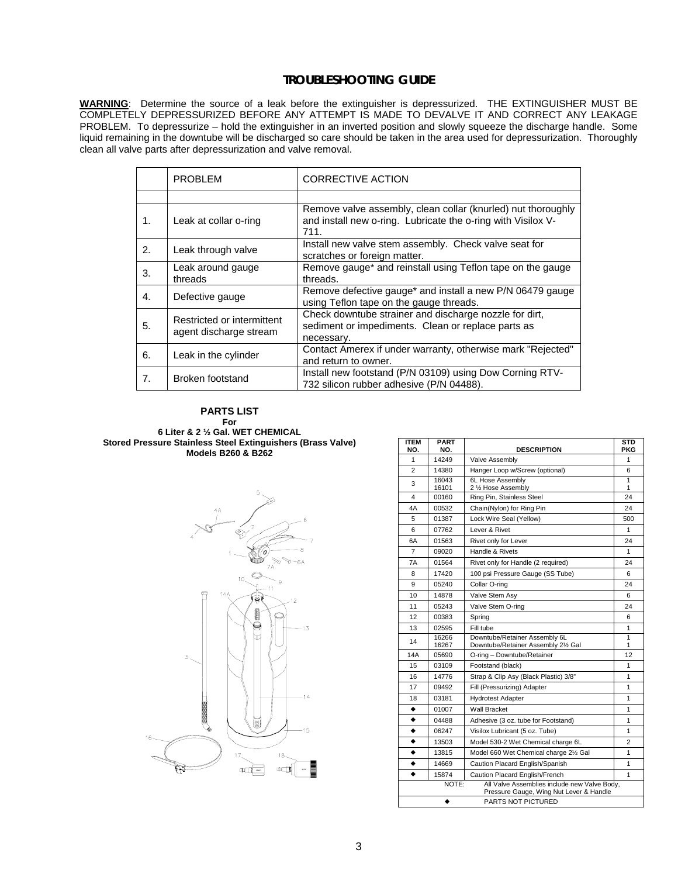## TROUBLESHOOTING GUIDE

**WARNING**: Determine the source of a leak before the extinguisher is depressurized. THE EXTINGUISHER MUST BE COMPLETELY DEPRESSURIZED BEFORE ANY ATTEMPT IS MADE TO DEVALVE IT AND CORRECT ANY LEAKAGE PROBLEM. To depressurize – hold the extinguisher in an inverted position and slowly squeeze the discharge handle. Some liquid remaining in the downtube will be discharged so care should be taken in the area used for depressurization. Thoroughly clean all valve parts after depressurization and valve removal.

| | PROBLEM | CORRECTIVE ACTION |
|---|---|---|
| | | |
| 1. | Leak at collar o-ring | Remove valve assembly, clean collar (knurled) nut thoroughly and install new o-ring. Lubricate the o-ring with Visilox V-711. |
| 2. | Leak through valve | Install new valve stem assembly. Check valve seat for scratches or foreign matter. |
| 3. | Leak around gauge threads | Remove gauge* and reinstall using Teflon tape on the gauge threads. |
| 4. | Defective gauge | Remove defective gauge* and install a new P/N 06479 gauge using Teflon tape on the gauge threads. |
| 5. | Restricted or intermittent agent discharge stream | Check downtube strainer and discharge nozzle for dirt, sediment or impediments. Clean or replace parts as necessary. |
| 6. | Leak in the cylinder | Contact Amerex if under warranty, otherwise mark "Rejected" and return to owner. |
| 7. | Broken footstand | Install new footstand (P/N 03109) using Dow Corning RTV-732 silicon rubber adhesive (P/N 04488). |

**PARTS LIST**
**For**
**6 Liter & 2 ½ Gal. WET CHEMICAL**
**Stored Pressure Stainless Steel Extinguishers (Brass Valve)**
**Models B260 & B262**

| ITEM NO. | PART NO. | DESCRIPTION | STD PKG |
|---|---|---|---|
| 1 | 14249 | Valve Assembly | 1 |
| 2 | 14380 | Hanger Loop w/Screw (optional) | 6 |
| 3 | 16043<br>16101 | 6L Hose Assembly<br>2 ½ Hose Assembly | 1<br>1 |
| 4 | 00160 | Ring Pin, Stainless Steel | 24 |
| 4A | 00532 | Chain(Nylon) for Ring Pin | 24 |
| 5 | 01387 | Lock Wire Seal (Yellow) | 500 |
| 6 | 07762 | Lever & Rivet | 1 |
| 6A | 01563 | Rivet only for Lever | 24 |
| 7 | 09020 | Handle & Rivets | 1 |
| 7A | 01564 | Rivet only for Handle (2 required) | 24 |
| 8 | 17420 | 100 psi Pressure Gauge (SS Tube) | 6 |
| 9 | 05240 | Collar O-ring | 24 |
| 10 | 14878 | Valve Stem Asy | 6 |
| 11 | 05243 | Valve Stem O-ring | 24 |
| 12 | 00383 | Spring | 6 |
| 13 | 02595 | Fill tube | 1 |
| 14 | 16266<br>16267 | Downtube/Retainer Assembly 6L<br>Downtube/Retainer Assembly 2½ Gal | 1<br>1 |
| 14A | 05690 | O-ring – Downtube/Retainer | 12 |
| 15 | 03109 | Footstand (black) | 1 |
| 16 | 14776 | Strap & Clip Asy (Black Plastic) 3/8" | 1 |
| 17 | 09492 | Fill (Pressurizing) Adapter | 1 |
| 18 | 03181 | Hydrotest Adapter | 1 |
| ◆ | 01007 | Wall Bracket | 1 |
| ◆ | 04488 | Adhesive (3 oz. tube for Footstand) | 1 |
| ◆ | 06247 | Visilox Lubricant (5 oz. Tube) | 1 |
| ◆ | 13503 | Model 530-2 Wet Chemical charge 6L | 2 |
| ◆ | 13815 | Model 660 Wet Chemical charge 2½ Gal | 1 |
| ◆ | 14669 | Caution Placard English/Spanish | 1 |
| ◆ | 15874 | Caution Placard English/French | 1 |
| | NOTE: | All Valve Assemblies include new Valve Body, Pressure Gauge, Wing Nut Lever & Handle | |
| | ◆ | PARTS NOT PICTURED | |